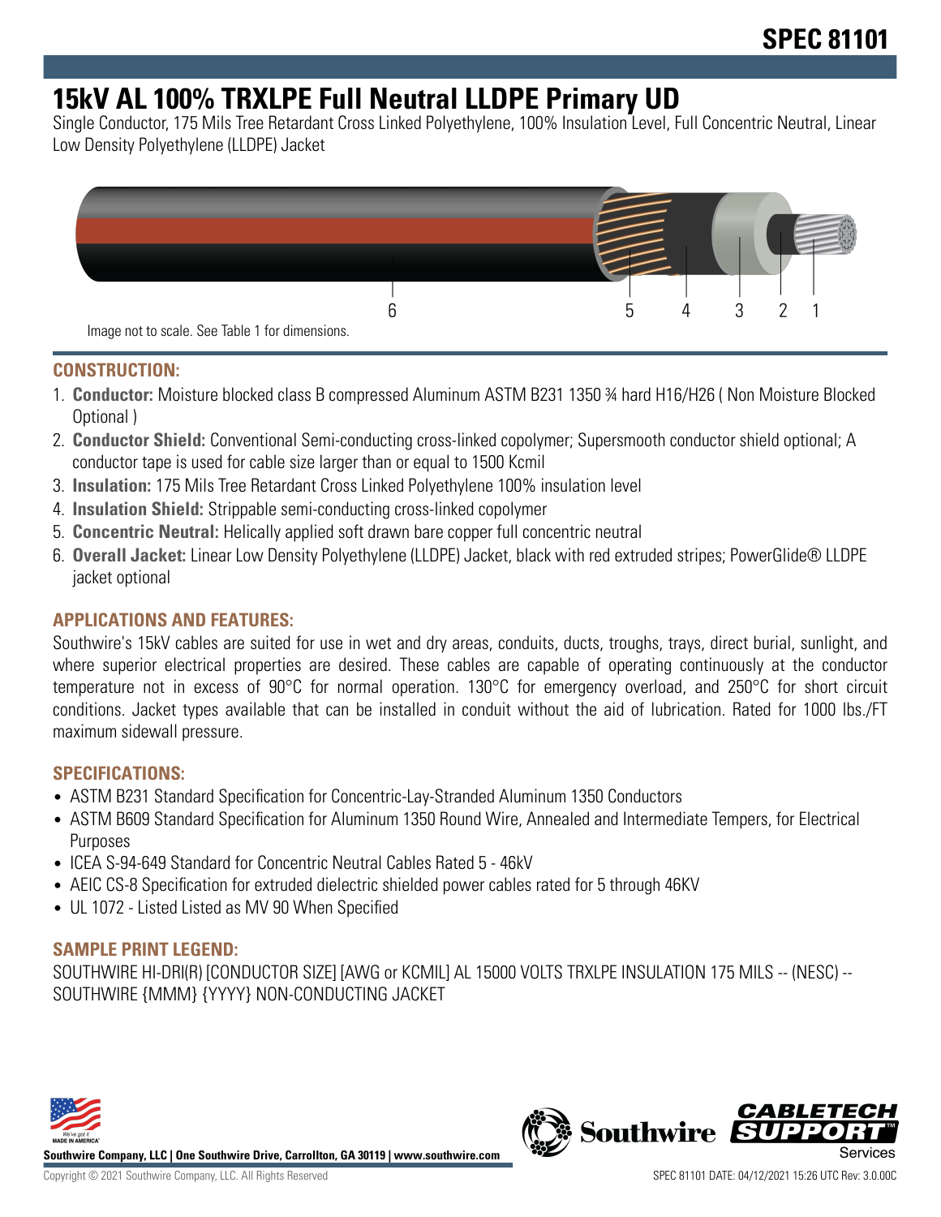# SPEC 81101

# 15kV AL 100% TRXLPE Full Neutral LLDPE Primary UD

Single Conductor, 175 Mils Tree Retardant Cross Linked Polyethylene, 100% Insulation Level, Full Concentric Neutral, Linear Low Density Polyethylene (LLDPE) Jacket

6 5 4 3 2 1

Image not to scale. See Table 1 for dimensions.

## CONSTRUCTION:

1. **Conductor:** Moisture blocked class B compressed Aluminum ASTM B231 1350 ¾ hard H16/H26 ( Non Moisture Blocked Optional )
2. **Conductor Shield:** Conventional Semi-conducting cross-linked copolymer; Supersmooth conductor shield optional; A conductor tape is used for cable size larger than or equal to 1500 Kcmil
3. **Insulation:** 175 Mils Tree Retardant Cross Linked Polyethylene 100% insulation level
4. **Insulation Shield:** Strippable semi-conducting cross-linked copolymer
5. **Concentric Neutral:** Helically applied soft drawn bare copper full concentric neutral
6. **Overall Jacket:** Linear Low Density Polyethylene (LLDPE) Jacket, black with red extruded stripes; PowerGlide® LLDPE jacket optional

## APPLICATIONS AND FEATURES:

Southwire's 15kV cables are suited for use in wet and dry areas, conduits, ducts, troughs, trays, direct burial, sunlight, and where superior electrical properties are desired. These cables are capable of operating continuously at the conductor temperature not in excess of 90°C for normal operation. 130°C for emergency overload, and 250°C for short circuit conditions. Jacket types available that can be installed in conduit without the aid of lubrication. Rated for 1000 lbs./FT maximum sidewall pressure.

## SPECIFICATIONS:

- ASTM B231 Standard Specification for Concentric-Lay-Stranded Aluminum 1350 Conductors
- ASTM B609 Standard Specification for Aluminum 1350 Round Wire, Annealed and Intermediate Tempers, for Electrical Purposes
- ICEA S-94-649 Standard for Concentric Neutral Cables Rated 5 - 46kV
- AEIC CS-8 Specification for extruded dielectric shielded power cables rated for 5 through 46KV
- UL 1072 - Listed Listed as MV 90 When Specified

## SAMPLE PRINT LEGEND:

SOUTHWIRE HI-DRI(R) [CONDUCTOR SIZE] [AWG or KCMIL] AL 15000 VOLTS TRXLPE INSULATION 175 MILS -- (NESC) -- SOUTHWIRE {MMM} {YYYY} NON-CONDUCTING JACKET

**Southwire Company, LLC | One Southwire Drive, Carrollton, GA 30119 | www.southwire.com**

Copyright © 2021 Southwire Company, LLC. All Rights Reserved

SPEC 81101 DATE: 04/12/2021 15:26 UTC Rev: 3.0.00C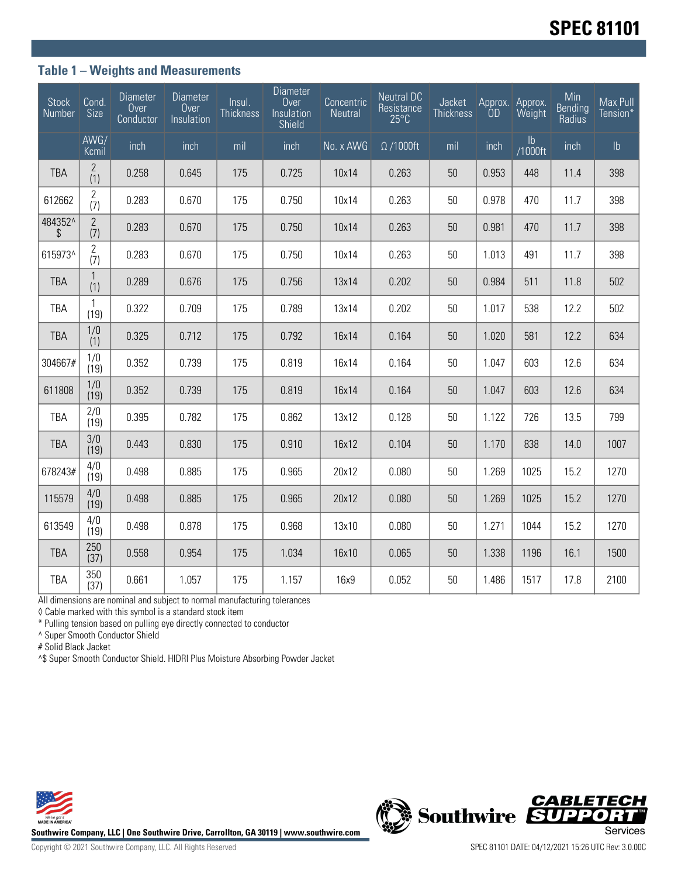# SPEC 81101

## Table 1 – Weights and Measurements

| Stock Number | Cond. Size | Diameter Over Conductor | Diameter Over Insulation | Insul. Thickness | Diameter Over Insulation Shield | Concentric Neutral | Neutral DC Resistance 25°C | Jacket Thickness | Approx. OD | Approx. Weight | Min Bending Radius | Max Pull Tension* |
|---|---|---|---|---|---|---|---|---|---|---|---|---|
| | AWG/ Kcmil | inch | inch | mil | inch | No. x AWG | Ω /1000ft | mil | inch | lb /1000ft | inch | lb |
| TBA | 2 (1) | 0.258 | 0.645 | 175 | 0.725 | 10x14 | 0.263 | 50 | 0.953 | 448 | 11.4 | 398 |
| 612662 | 2 (7) | 0.283 | 0.670 | 175 | 0.750 | 10x14 | 0.263 | 50 | 0.978 | 470 | 11.7 | 398 |
| 484352^ $ | 2 (7) | 0.283 | 0.670 | 175 | 0.750 | 10x14 | 0.263 | 50 | 0.981 | 470 | 11.7 | 398 |
| 615973^ | 2 (7) | 0.283 | 0.670 | 175 | 0.750 | 10x14 | 0.263 | 50 | 1.013 | 491 | 11.7 | 398 |
| TBA | 1 (1) | 0.289 | 0.676 | 175 | 0.756 | 13x14 | 0.202 | 50 | 0.984 | 511 | 11.8 | 502 |
| TBA | 1 (19) | 0.322 | 0.709 | 175 | 0.789 | 13x14 | 0.202 | 50 | 1.017 | 538 | 12.2 | 502 |
| TBA | 1/0 (1) | 0.325 | 0.712 | 175 | 0.792 | 16x14 | 0.164 | 50 | 1.020 | 581 | 12.2 | 634 |
| 304667# | 1/0 (19) | 0.352 | 0.739 | 175 | 0.819 | 16x14 | 0.164 | 50 | 1.047 | 603 | 12.6 | 634 |
| 611808 | 1/0 (19) | 0.352 | 0.739 | 175 | 0.819 | 16x14 | 0.164 | 50 | 1.047 | 603 | 12.6 | 634 |
| TBA | 2/0 (19) | 0.395 | 0.782 | 175 | 0.862 | 13x12 | 0.128 | 50 | 1.122 | 726 | 13.5 | 799 |
| TBA | 3/0 (19) | 0.443 | 0.830 | 175 | 0.910 | 16x12 | 0.104 | 50 | 1.170 | 838 | 14.0 | 1007 |
| 678243# | 4/0 (19) | 0.498 | 0.885 | 175 | 0.965 | 20x12 | 0.080 | 50 | 1.269 | 1025 | 15.2 | 1270 |
| 115579 | 4/0 (19) | 0.498 | 0.885 | 175 | 0.965 | 20x12 | 0.080 | 50 | 1.269 | 1025 | 15.2 | 1270 |
| 613549 | 4/0 (19) | 0.498 | 0.878 | 175 | 0.968 | 13x10 | 0.080 | 50 | 1.271 | 1044 | 15.2 | 1270 |
| TBA | 250 (37) | 0.558 | 0.954 | 175 | 1.034 | 16x10 | 0.065 | 50 | 1.338 | 1196 | 16.1 | 1500 |
| TBA | 350 (37) | 0.661 | 1.057 | 175 | 1.157 | 16x9 | 0.052 | 50 | 1.486 | 1517 | 17.8 | 2100 |

All dimensions are nominal and subject to normal manufacturing tolerances

◊ Cable marked with this symbol is a standard stock item

* Pulling tension based on pulling eye directly connected to conductor

^ Super Smooth Conductor Shield

# Solid Black Jacket

^$ Super Smooth Conductor Shield. HIDRI Plus Moisture Absorbing Powder Jacket

Southwire Company, LLC | One Southwire Drive, Carrollton, GA 30119 | www.southwire.com

Copyright © 2021 Southwire Company, LLC. All Rights Reserved

SPEC 81101 DATE: 04/12/2021 15:26 UTC Rev: 3.0.00C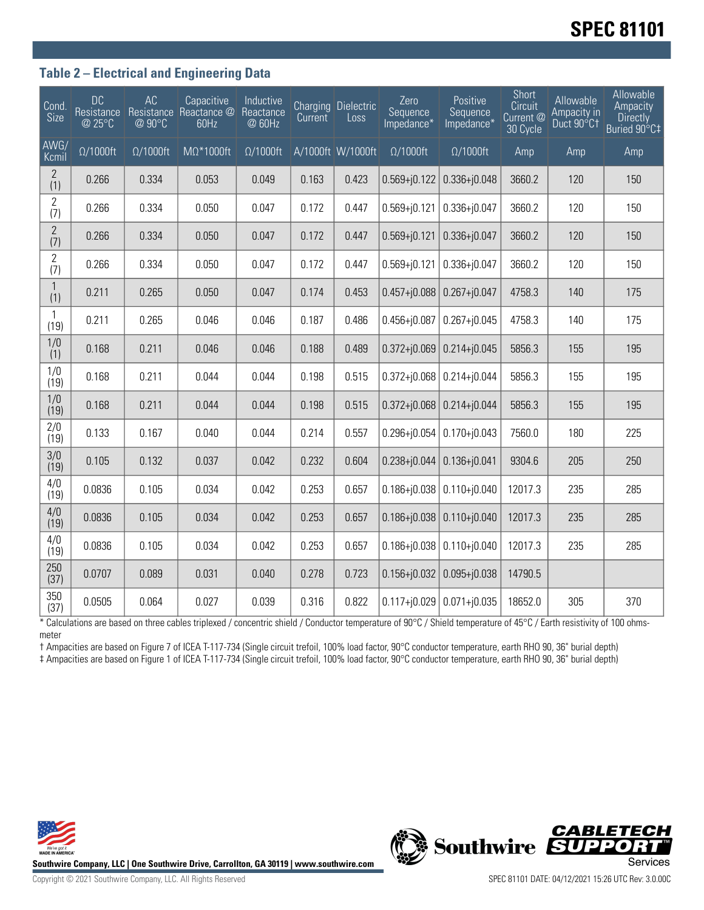## Table 2 – Electrical and Engineering Data

| Cond. Size | DC Resistance @ 25°C | AC Resistance @ 90°C | Capacitive Reactance @ 60Hz | Inductive Reactance @ 60Hz | Charging Current | Dielectric Loss | Zero Sequence Impedance* | Positive Sequence Impedance* | Short Circuit Current @ 30 Cycle | Allowable Ampacity in Duct 90°C† | Allowable Ampacity Directly Buried 90°C‡ |
|---|---|---|---|---|---|---|---|---|---|---|---|
| AWG/ Kcmil | Ω/1000ft | Ω/1000ft | MΩ*1000ft | Ω/1000ft | A/1000ft | W/1000ft | Ω/1000ft | Ω/1000ft | Amp | Amp | Amp |
| 2 (1) | 0.266 | 0.334 | 0.053 | 0.049 | 0.163 | 0.423 | 0.569+j0.122 | 0.336+j0.048 | 3660.2 | 120 | 150 |
| 2 (7) | 0.266 | 0.334 | 0.050 | 0.047 | 0.172 | 0.447 | 0.569+j0.121 | 0.336+j0.047 | 3660.2 | 120 | 150 |
| 2 (7) | 0.266 | 0.334 | 0.050 | 0.047 | 0.172 | 0.447 | 0.569+j0.121 | 0.336+j0.047 | 3660.2 | 120 | 150 |
| 2 (7) | 0.266 | 0.334 | 0.050 | 0.047 | 0.172 | 0.447 | 0.569+j0.121 | 0.336+j0.047 | 3660.2 | 120 | 150 |
| 1 (1) | 0.211 | 0.265 | 0.050 | 0.047 | 0.174 | 0.453 | 0.457+j0.088 | 0.267+j0.047 | 4758.3 | 140 | 175 |
| 1 (19) | 0.211 | 0.265 | 0.046 | 0.046 | 0.187 | 0.486 | 0.456+j0.087 | 0.267+j0.045 | 4758.3 | 140 | 175 |
| 1/0 (1) | 0.168 | 0.211 | 0.046 | 0.046 | 0.188 | 0.489 | 0.372+j0.069 | 0.214+j0.045 | 5856.3 | 155 | 195 |
| 1/0 (19) | 0.168 | 0.211 | 0.044 | 0.044 | 0.198 | 0.515 | 0.372+j0.068 | 0.214+j0.044 | 5856.3 | 155 | 195 |
| 1/0 (19) | 0.168 | 0.211 | 0.044 | 0.044 | 0.198 | 0.515 | 0.372+j0.068 | 0.214+j0.044 | 5856.3 | 155 | 195 |
| 2/0 (19) | 0.133 | 0.167 | 0.040 | 0.044 | 0.214 | 0.557 | 0.296+j0.054 | 0.170+j0.043 | 7560.0 | 180 | 225 |
| 3/0 (19) | 0.105 | 0.132 | 0.037 | 0.042 | 0.232 | 0.604 | 0.238+j0.044 | 0.136+j0.041 | 9304.6 | 205 | 250 |
| 4/0 (19) | 0.0836 | 0.105 | 0.034 | 0.042 | 0.253 | 0.657 | 0.186+j0.038 | 0.110+j0.040 | 12017.3 | 235 | 285 |
| 4/0 (19) | 0.0836 | 0.105 | 0.034 | 0.042 | 0.253 | 0.657 | 0.186+j0.038 | 0.110+j0.040 | 12017.3 | 235 | 285 |
| 4/0 (19) | 0.0836 | 0.105 | 0.034 | 0.042 | 0.253 | 0.657 | 0.186+j0.038 | 0.110+j0.040 | 12017.3 | 235 | 285 |
| 250 (37) | 0.0707 | 0.089 | 0.031 | 0.040 | 0.278 | 0.723 | 0.156+j0.032 | 0.095+j0.038 | 14790.5 | | |
| 350 (37) | 0.0505 | 0.064 | 0.027 | 0.039 | 0.316 | 0.822 | 0.117+j0.029 | 0.071+j0.035 | 18652.0 | 305 | 370 |

\* Calculations are based on three cables triplexed / concentric shield / Conductor temperature of 90°C / Shield temperature of 45°C / Earth resistivity of 100 ohms-meter

† Ampacities are based on Figure 7 of ICEA T-117-734 (Single circuit trefoil, 100% load factor, 90°C conductor temperature, earth RHO 90, 36" burial depth)

‡ Ampacities are based on Figure 1 of ICEA T-117-734 (Single circuit trefoil, 100% load factor, 90°C conductor temperature, earth RHO 90, 36" burial depth)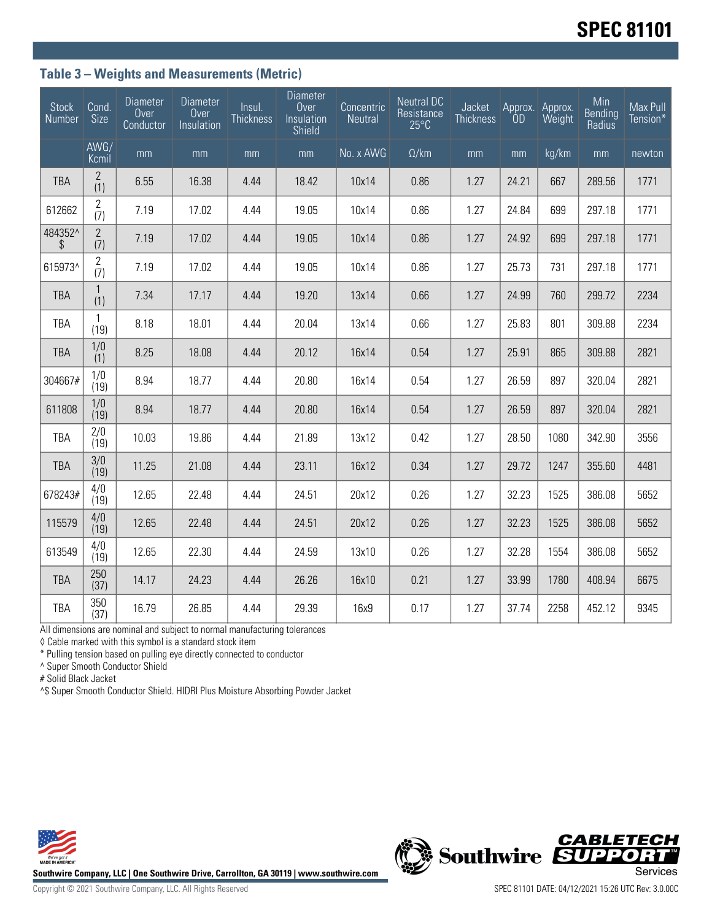## Table 3 – Weights and Measurements (Metric)

| Stock Number | Cond. Size | Diameter Over Conductor | Diameter Over Insulation | Insul. Thickness | Diameter Over Insulation Shield | Concentric Neutral | Neutral DC Resistance 25°C | Jacket Thickness | Approx. OD | Approx. Weight | Min Bending Radius | Max Pull Tension* |
|---|---|---|---|---|---|---|---|---|---|---|---|---|
| | AWG/ Kcmil | mm | mm | mm | mm | No. x AWG | Ω/km | mm | mm | kg/km | mm | newton |
| TBA | 2 (1) | 6.55 | 16.38 | 4.44 | 18.42 | 10x14 | 0.86 | 1.27 | 24.21 | 667 | 289.56 | 1771 |
| 612662 | 2 (7) | 7.19 | 17.02 | 4.44 | 19.05 | 10x14 | 0.86 | 1.27 | 24.84 | 699 | 297.18 | 1771 |
| 484352^ $ | 2 (7) | 7.19 | 17.02 | 4.44 | 19.05 | 10x14 | 0.86 | 1.27 | 24.92 | 699 | 297.18 | 1771 |
| 615973^ | 2 (7) | 7.19 | 17.02 | 4.44 | 19.05 | 10x14 | 0.86 | 1.27 | 25.73 | 731 | 297.18 | 1771 |
| TBA | 1 (1) | 7.34 | 17.17 | 4.44 | 19.20 | 13x14 | 0.66 | 1.27 | 24.99 | 760 | 299.72 | 2234 |
| TBA | 1 (19) | 8.18 | 18.01 | 4.44 | 20.04 | 13x14 | 0.66 | 1.27 | 25.83 | 801 | 309.88 | 2234 |
| TBA | 1/0 (1) | 8.25 | 18.08 | 4.44 | 20.12 | 16x14 | 0.54 | 1.27 | 25.91 | 865 | 309.88 | 2821 |
| 304667# | 1/0 (19) | 8.94 | 18.77 | 4.44 | 20.80 | 16x14 | 0.54 | 1.27 | 26.59 | 897 | 320.04 | 2821 |
| 611808 | 1/0 (19) | 8.94 | 18.77 | 4.44 | 20.80 | 16x14 | 0.54 | 1.27 | 26.59 | 897 | 320.04 | 2821 |
| TBA | 2/0 (19) | 10.03 | 19.86 | 4.44 | 21.89 | 13x12 | 0.42 | 1.27 | 28.50 | 1080 | 342.90 | 3556 |
| TBA | 3/0 (19) | 11.25 | 21.08 | 4.44 | 23.11 | 16x12 | 0.34 | 1.27 | 29.72 | 1247 | 355.60 | 4481 |
| 678243# | 4/0 (19) | 12.65 | 22.48 | 4.44 | 24.51 | 20x12 | 0.26 | 1.27 | 32.23 | 1525 | 386.08 | 5652 |
| 115579 | 4/0 (19) | 12.65 | 22.48 | 4.44 | 24.51 | 20x12 | 0.26 | 1.27 | 32.23 | 1525 | 386.08 | 5652 |
| 613549 | 4/0 (19) | 12.65 | 22.30 | 4.44 | 24.59 | 13x10 | 0.26 | 1.27 | 32.28 | 1554 | 386.08 | 5652 |
| TBA | 250 (37) | 14.17 | 24.23 | 4.44 | 26.26 | 16x10 | 0.21 | 1.27 | 33.99 | 1780 | 408.94 | 6675 |
| TBA | 350 (37) | 16.79 | 26.85 | 4.44 | 29.39 | 16x9 | 0.17 | 1.27 | 37.74 | 2258 | 452.12 | 9345 |

All dimensions are nominal and subject to normal manufacturing tolerances

◊ Cable marked with this symbol is a standard stock item

* Pulling tension based on pulling eye directly connected to conductor

^ Super Smooth Conductor Shield

# Solid Black Jacket

^$ Super Smooth Conductor Shield. HIDRI Plus Moisture Absorbing Powder Jacket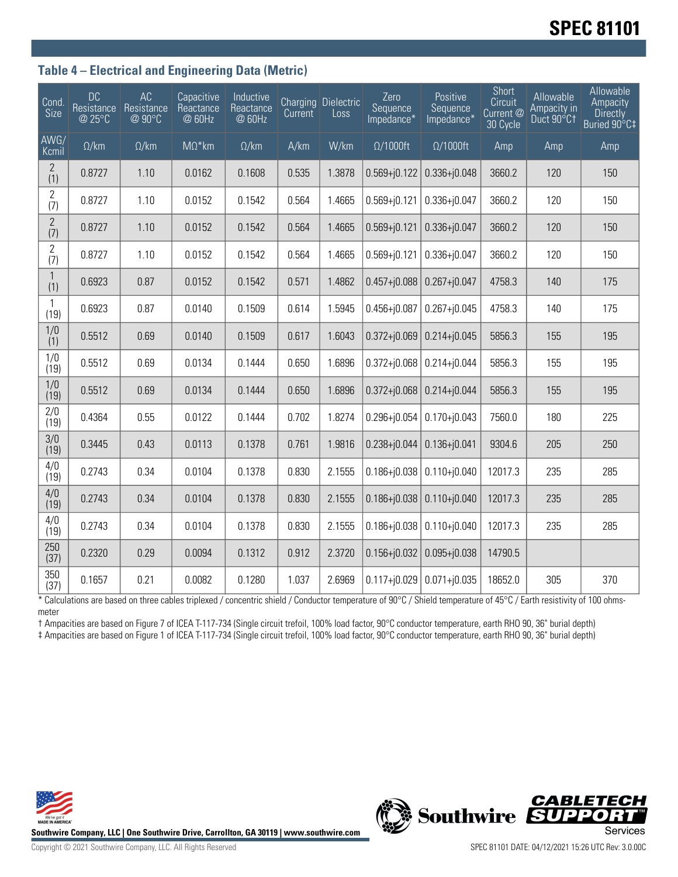# SPEC 81101

## Table 4 – Electrical and Engineering Data (Metric)

| Cond. Size | DC Resistance @ 25°C | AC Resistance @ 90°C | Capacitive Reactance @ 60Hz | Inductive Reactance @ 60Hz | Charging Current | Dielectric Loss | Zero Sequence Impedance* | Positive Sequence Impedance* | Short Circuit Current @ 30 Cycle | Allowable Ampacity in Duct 90°C† | Allowable Ampacity Directly Buried 90°C‡ |
|---|---|---|---|---|---|---|---|---|---|---|---|
| AWG/ Kcmil | Ω/km | Ω/km | MΩ*km | Ω/km | A/km | W/km | Ω/1000ft | Ω/1000ft | Amp | Amp | Amp |
| 2 (1) | 0.8727 | 1.10 | 0.0162 | 0.1608 | 0.535 | 1.3878 | 0.569+j0.122 | 0.336+j0.048 | 3660.2 | 120 | 150 |
| 2 (7) | 0.8727 | 1.10 | 0.0152 | 0.1542 | 0.564 | 1.4665 | 0.569+j0.121 | 0.336+j0.047 | 3660.2 | 120 | 150 |
| 2 (7) | 0.8727 | 1.10 | 0.0152 | 0.1542 | 0.564 | 1.4665 | 0.569+j0.121 | 0.336+j0.047 | 3660.2 | 120 | 150 |
| 2 (7) | 0.8727 | 1.10 | 0.0152 | 0.1542 | 0.564 | 1.4665 | 0.569+j0.121 | 0.336+j0.047 | 3660.2 | 120 | 150 |
| 1 (1) | 0.6923 | 0.87 | 0.0152 | 0.1542 | 0.571 | 1.4862 | 0.457+j0.088 | 0.267+j0.047 | 4758.3 | 140 | 175 |
| 1 (19) | 0.6923 | 0.87 | 0.0140 | 0.1509 | 0.614 | 1.5945 | 0.456+j0.087 | 0.267+j0.045 | 4758.3 | 140 | 175 |
| 1/0 (1) | 0.5512 | 0.69 | 0.0140 | 0.1509 | 0.617 | 1.6043 | 0.372+j0.069 | 0.214+j0.045 | 5856.3 | 155 | 195 |
| 1/0 (19) | 0.5512 | 0.69 | 0.0134 | 0.1444 | 0.650 | 1.6896 | 0.372+j0.068 | 0.214+j0.044 | 5856.3 | 155 | 195 |
| 1/0 (19) | 0.5512 | 0.69 | 0.0134 | 0.1444 | 0.650 | 1.6896 | 0.372+j0.068 | 0.214+j0.044 | 5856.3 | 155 | 195 |
| 2/0 (19) | 0.4364 | 0.55 | 0.0122 | 0.1444 | 0.702 | 1.8274 | 0.296+j0.054 | 0.170+j0.043 | 7560.0 | 180 | 225 |
| 3/0 (19) | 0.3445 | 0.43 | 0.0113 | 0.1378 | 0.761 | 1.9816 | 0.238+j0.044 | 0.136+j0.041 | 9304.6 | 205 | 250 |
| 4/0 (19) | 0.2743 | 0.34 | 0.0104 | 0.1378 | 0.830 | 2.1555 | 0.186+j0.038 | 0.110+j0.040 | 12017.3 | 235 | 285 |
| 4/0 (19) | 0.2743 | 0.34 | 0.0104 | 0.1378 | 0.830 | 2.1555 | 0.186+j0.038 | 0.110+j0.040 | 12017.3 | 235 | 285 |
| 4/0 (19) | 0.2743 | 0.34 | 0.0104 | 0.1378 | 0.830 | 2.1555 | 0.186+j0.038 | 0.110+j0.040 | 12017.3 | 235 | 285 |
| 250 (37) | 0.2320 | 0.29 | 0.0094 | 0.1312 | 0.912 | 2.3720 | 0.156+j0.032 | 0.095+j0.038 | 14790.5 | | |
| 350 (37) | 0.1657 | 0.21 | 0.0082 | 0.1280 | 1.037 | 2.6969 | 0.117+j0.029 | 0.071+j0.035 | 18652.0 | 305 | 370 |

* Calculations are based on three cables triplexed / concentric shield / Conductor temperature of 90°C / Shield temperature of 45°C / Earth resistivity of 100 ohms-meter

† Ampacities are based on Figure 7 of ICEA T-117-734 (Single circuit trefoil, 100% load factor, 90°C conductor temperature, earth RHO 90, 36" burial depth)

‡ Ampacities are based on Figure 1 of ICEA T-117-734 (Single circuit trefoil, 100% load factor, 90°C conductor temperature, earth RHO 90, 36" burial depth)

Southwire Company, LLC | One Southwire Drive, Carrollton, GA 30119 | www.southwire.com

Copyright © 2021 Southwire Company, LLC. All Rights Reserved

SPEC 81101 DATE: 04/12/2021 15:26 UTC Rev: 3.0.00C